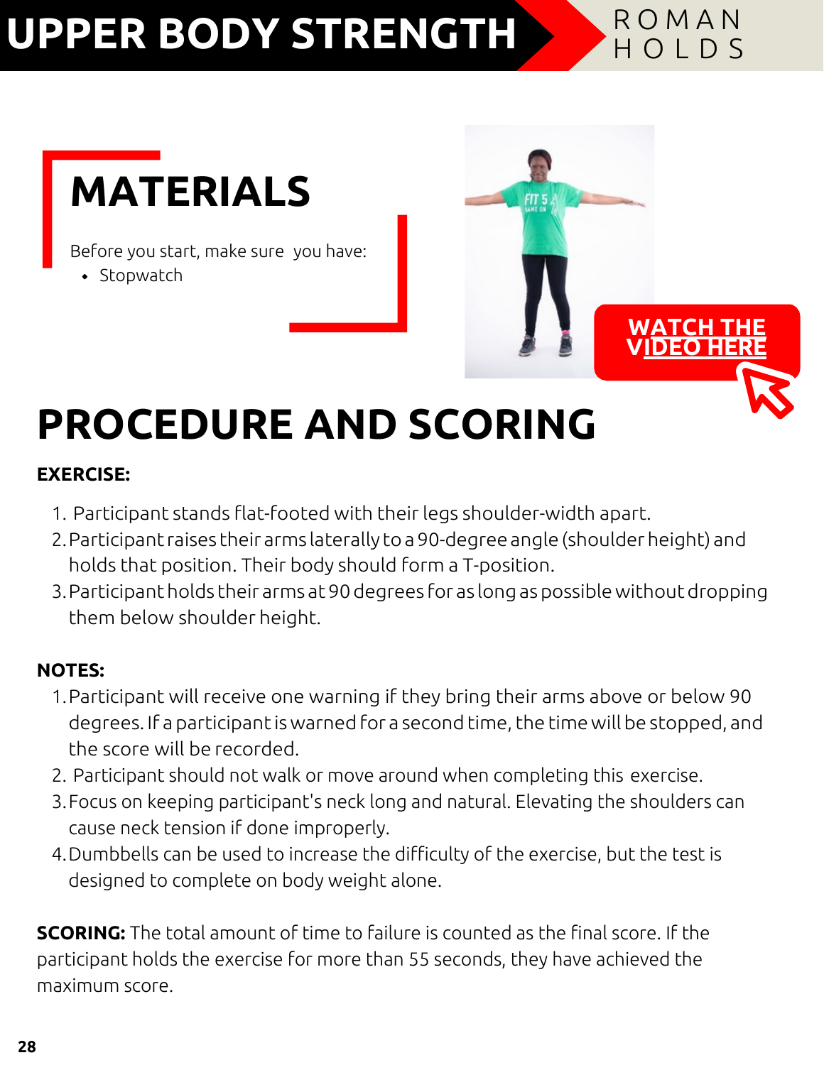# UPPER BODY STRENGTH

## ROMAN HOLDS

## MATERIALS

Before you start, make sure you have:

- Stopwatch

WATCH THE VIDEO HERE

# PROCEDURE AND SCORING

**EXERCISE:**

1. Participant stands flat-footed with their legs shoulder-width apart.
2. Participant raises their arms laterally to a 90-degree angle (shoulder height) and holds that position. Their body should form a T-position.
3. Participant holds their arms at 90 degrees for as long as possible without dropping them below shoulder height.

**NOTES:**

1. Participant will receive one warning if they bring their arms above or below 90 degrees. If a participant is warned for a second time, the time will be stopped, and the score will be recorded.
2. Participant should not walk or move around when completing this exercise.
3. Focus on keeping participant's neck long and natural. Elevating the shoulders can cause neck tension if done improperly.
4. Dumbbells can be used to increase the difficulty of the exercise, but the test is designed to complete on body weight alone.

**SCORING:** The total amount of time to failure is counted as the final score. If the participant holds the exercise for more than 55 seconds, they have achieved the maximum score.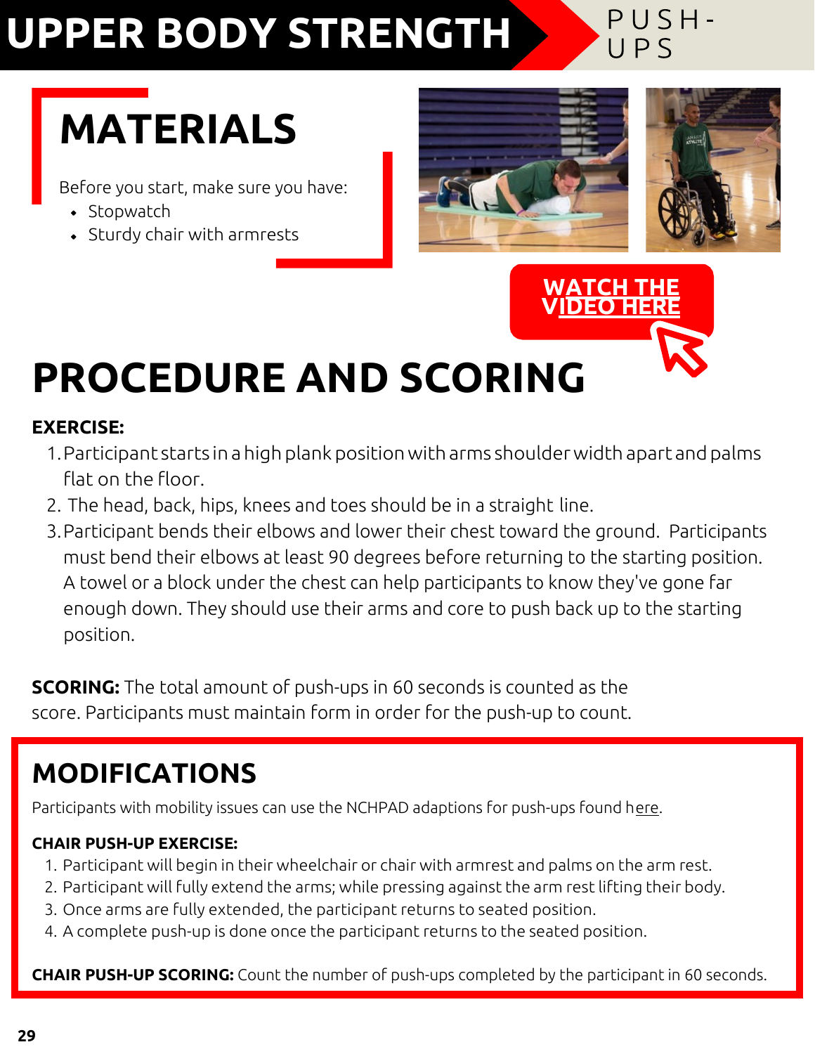# UPPER BODY STRENGTH

PUSH-UPS

## MATERIALS

Before you start, make sure you have:

- Stopwatch
- Sturdy chair with armrests

WATCH THE VIDEO HERE

## PROCEDURE AND SCORING

**EXERCISE:**

1. Participant starts in a high plank position with arms shoulder width apart and palms flat on the floor.
2. The head, back, hips, knees and toes should be in a straight line.
3. Participant bends their elbows and lower their chest toward the ground. Participants must bend their elbows at least 90 degrees before returning to the starting position. A towel or a block under the chest can help participants to know they've gone far enough down. They should use their arms and core to push back up to the starting position.

**SCORING:** The total amount of push-ups in 60 seconds is counted as the score. Participants must maintain form in order for the push-up to count.

## MODIFICATIONS

Participants with mobility issues can use the NCHPAD adaptions for push-ups found here.

**CHAIR PUSH-UP EXERCISE:**

1. Participant will begin in their wheelchair or chair with armrest and palms on the arm rest.
2. Participant will fully extend the arms; while pressing against the arm rest lifting their body.
3. Once arms are fully extended, the participant returns to seated position.
4. A complete push-up is done once the participant returns to the seated position.

**CHAIR PUSH-UP SCORING:** Count the number of push-ups completed by the participant in 60 seconds.